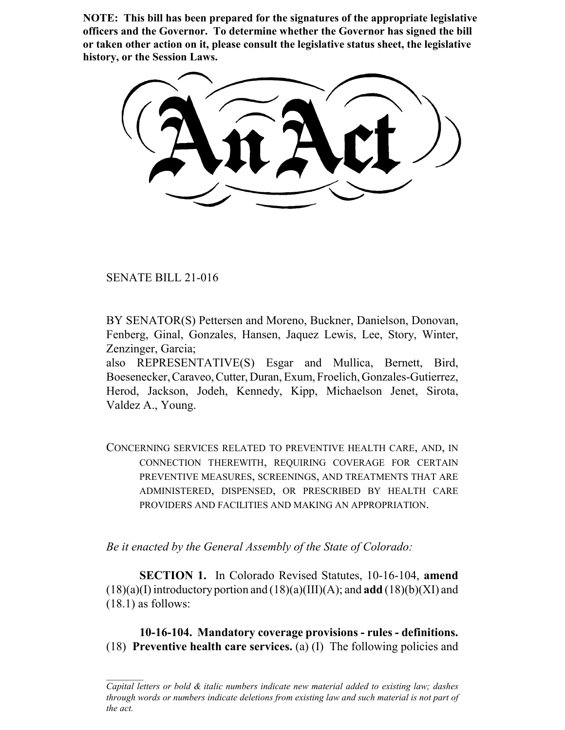**NOTE: This bill has been prepared for the signatures of the appropriate legislative officers and the Governor. To determine whether the Governor has signed the bill or taken other action on it, please consult the legislative status sheet, the legislative history, or the Session Laws.**

# An Act

SENATE BILL 21-016

BY SENATOR(S) Pettersen and Moreno, Buckner, Danielson, Donovan, Fenberg, Ginal, Gonzales, Hansen, Jaquez Lewis, Lee, Story, Winter, Zenzinger, Garcia;

also REPRESENTATIVE(S) Esgar and Mullica, Bernett, Bird, Boesenecker, Caraveo, Cutter, Duran, Exum, Froelich, Gonzales-Gutierrez, Herod, Jackson, Jodeh, Kennedy, Kipp, Michaelson Jenet, Sirota, Valdez A., Young.

CONCERNING SERVICES RELATED TO PREVENTIVE HEALTH CARE, AND, IN CONNECTION THEREWITH, REQUIRING COVERAGE FOR CERTAIN PREVENTIVE MEASURES, SCREENINGS, AND TREATMENTS THAT ARE ADMINISTERED, DISPENSED, OR PRESCRIBED BY HEALTH CARE PROVIDERS AND FACILITIES AND MAKING AN APPROPRIATION.

*Be it enacted by the General Assembly of the State of Colorado:*

**SECTION 1.** In Colorado Revised Statutes, 10-16-104, **amend** (18)(a)(I) introductory portion and (18)(a)(III)(A); and **add** (18)(b)(XI) and (18.1) as follows:

**10-16-104. Mandatory coverage provisions - rules - definitions.** (18) **Preventive health care services.** (a) (I) The following policies and

*Capital letters or bold & italic numbers indicate new material added to existing law; dashes through words or numbers indicate deletions from existing law and such material is not part of the act.*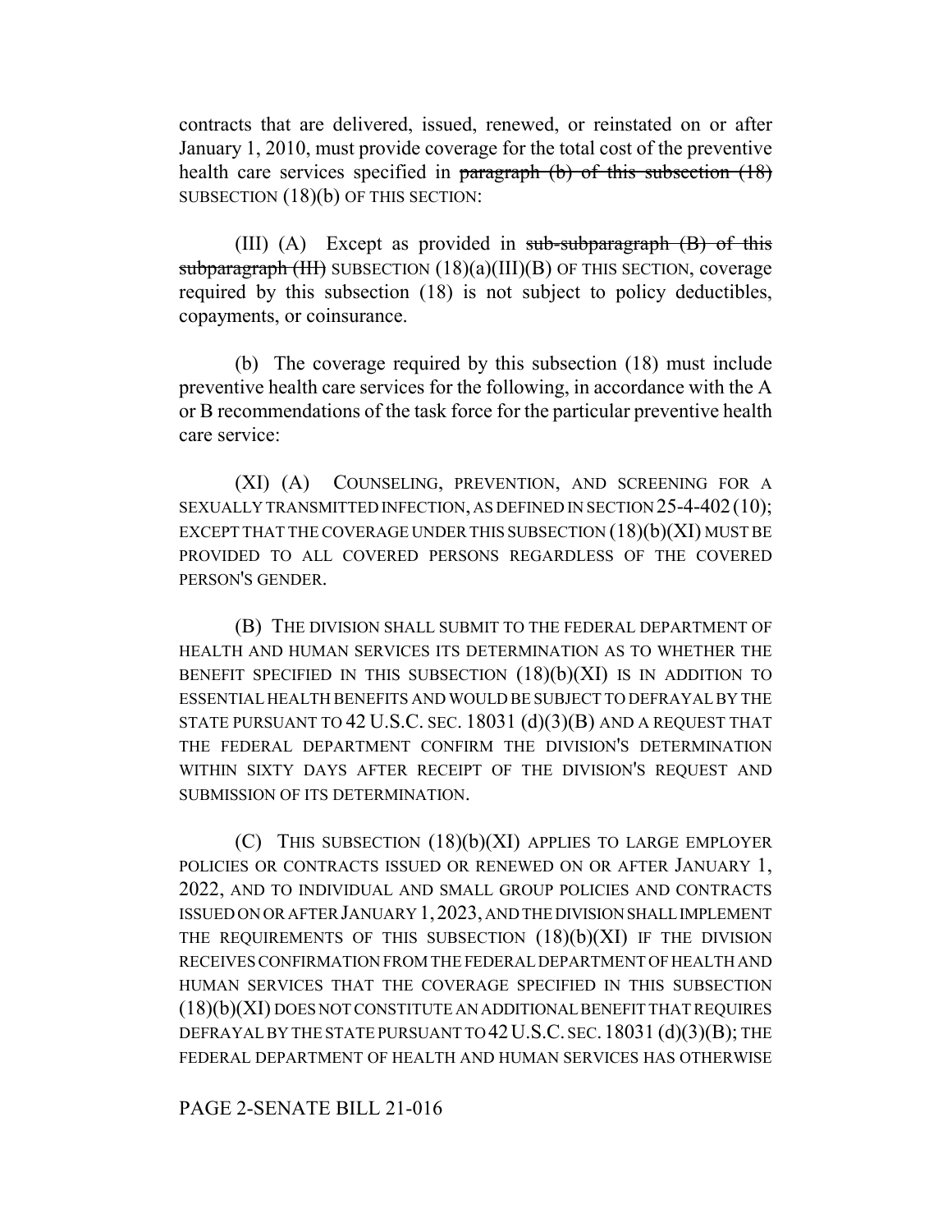contracts that are delivered, issued, renewed, or reinstated on or after January 1, 2010, must provide coverage for the total cost of the preventive health care services specified in ~~paragraph (b) of this subsection (18)~~ SUBSECTION (18)(b) OF THIS SECTION:

(III) (A) Except as provided in ~~sub-subparagraph (B) of this subparagraph (III)~~ SUBSECTION (18)(a)(III)(B) OF THIS SECTION, coverage required by this subsection (18) is not subject to policy deductibles, copayments, or coinsurance.

(b) The coverage required by this subsection (18) must include preventive health care services for the following, in accordance with the A or B recommendations of the task force for the particular preventive health care service:

(XI) (A) COUNSELING, PREVENTION, AND SCREENING FOR A SEXUALLY TRANSMITTED INFECTION, AS DEFINED IN SECTION 25-4-402 (10); EXCEPT THAT THE COVERAGE UNDER THIS SUBSECTION (18)(b)(XI) MUST BE PROVIDED TO ALL COVERED PERSONS REGARDLESS OF THE COVERED PERSON'S GENDER.

(B) THE DIVISION SHALL SUBMIT TO THE FEDERAL DEPARTMENT OF HEALTH AND HUMAN SERVICES ITS DETERMINATION AS TO WHETHER THE BENEFIT SPECIFIED IN THIS SUBSECTION (18)(b)(XI) IS IN ADDITION TO ESSENTIAL HEALTH BENEFITS AND WOULD BE SUBJECT TO DEFRAYAL BY THE STATE PURSUANT TO 42 U.S.C. SEC. 18031 (d)(3)(B) AND A REQUEST THAT THE FEDERAL DEPARTMENT CONFIRM THE DIVISION'S DETERMINATION WITHIN SIXTY DAYS AFTER RECEIPT OF THE DIVISION'S REQUEST AND SUBMISSION OF ITS DETERMINATION.

(C) THIS SUBSECTION (18)(b)(XI) APPLIES TO LARGE EMPLOYER POLICIES OR CONTRACTS ISSUED OR RENEWED ON OR AFTER JANUARY 1, 2022, AND TO INDIVIDUAL AND SMALL GROUP POLICIES AND CONTRACTS ISSUED ON OR AFTER JANUARY 1, 2023, AND THE DIVISION SHALL IMPLEMENT THE REQUIREMENTS OF THIS SUBSECTION (18)(b)(XI) IF THE DIVISION RECEIVES CONFIRMATION FROM THE FEDERAL DEPARTMENT OF HEALTH AND HUMAN SERVICES THAT THE COVERAGE SPECIFIED IN THIS SUBSECTION (18)(b)(XI) DOES NOT CONSTITUTE AN ADDITIONAL BENEFIT THAT REQUIRES DEFRAYAL BY THE STATE PURSUANT TO 42 U.S.C. SEC. 18031 (d)(3)(B); THE FEDERAL DEPARTMENT OF HEALTH AND HUMAN SERVICES HAS OTHERWISE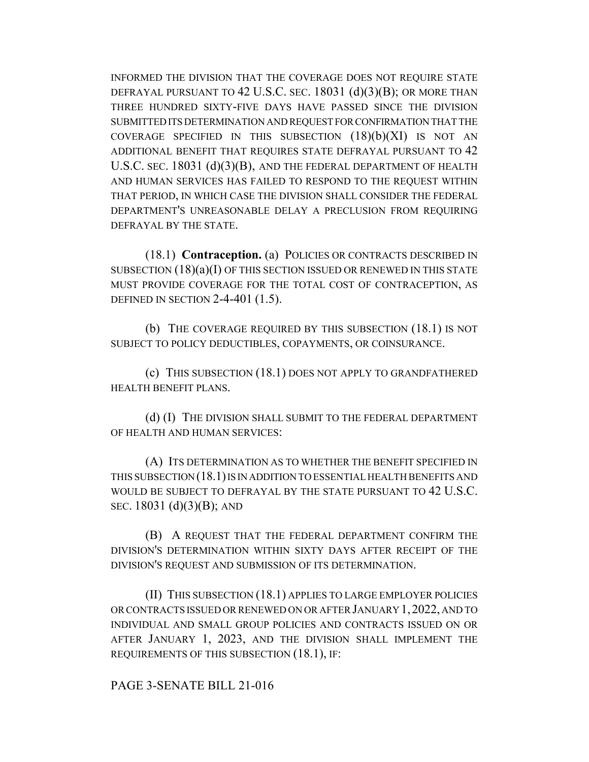INFORMED THE DIVISION THAT THE COVERAGE DOES NOT REQUIRE STATE DEFRAYAL PURSUANT TO 42 U.S.C. SEC. 18031 (d)(3)(B); OR MORE THAN THREE HUNDRED SIXTY-FIVE DAYS HAVE PASSED SINCE THE DIVISION SUBMITTED ITS DETERMINATION AND REQUEST FOR CONFIRMATION THAT THE COVERAGE SPECIFIED IN THIS SUBSECTION (18)(b)(XI) IS NOT AN ADDITIONAL BENEFIT THAT REQUIRES STATE DEFRAYAL PURSUANT TO 42 U.S.C. SEC. 18031 (d)(3)(B), AND THE FEDERAL DEPARTMENT OF HEALTH AND HUMAN SERVICES HAS FAILED TO RESPOND TO THE REQUEST WITHIN THAT PERIOD, IN WHICH CASE THE DIVISION SHALL CONSIDER THE FEDERAL DEPARTMENT'S UNREASONABLE DELAY A PRECLUSION FROM REQUIRING DEFRAYAL BY THE STATE.

(18.1) **Contraception.** (a) POLICIES OR CONTRACTS DESCRIBED IN SUBSECTION (18)(a)(I) OF THIS SECTION ISSUED OR RENEWED IN THIS STATE MUST PROVIDE COVERAGE FOR THE TOTAL COST OF CONTRACEPTION, AS DEFINED IN SECTION 2-4-401 (1.5).

(b) THE COVERAGE REQUIRED BY THIS SUBSECTION (18.1) IS NOT SUBJECT TO POLICY DEDUCTIBLES, COPAYMENTS, OR COINSURANCE.

(c) THIS SUBSECTION (18.1) DOES NOT APPLY TO GRANDFATHERED HEALTH BENEFIT PLANS.

(d) (I) THE DIVISION SHALL SUBMIT TO THE FEDERAL DEPARTMENT OF HEALTH AND HUMAN SERVICES:

(A) ITS DETERMINATION AS TO WHETHER THE BENEFIT SPECIFIED IN THIS SUBSECTION (18.1) IS IN ADDITION TO ESSENTIAL HEALTH BENEFITS AND WOULD BE SUBJECT TO DEFRAYAL BY THE STATE PURSUANT TO 42 U.S.C. SEC. 18031 (d)(3)(B); AND

(B) A REQUEST THAT THE FEDERAL DEPARTMENT CONFIRM THE DIVISION'S DETERMINATION WITHIN SIXTY DAYS AFTER RECEIPT OF THE DIVISION'S REQUEST AND SUBMISSION OF ITS DETERMINATION.

(II) THIS SUBSECTION (18.1) APPLIES TO LARGE EMPLOYER POLICIES OR CONTRACTS ISSUED OR RENEWED ON OR AFTER JANUARY 1, 2022, AND TO INDIVIDUAL AND SMALL GROUP POLICIES AND CONTRACTS ISSUED ON OR AFTER JANUARY 1, 2023, AND THE DIVISION SHALL IMPLEMENT THE REQUIREMENTS OF THIS SUBSECTION (18.1), IF: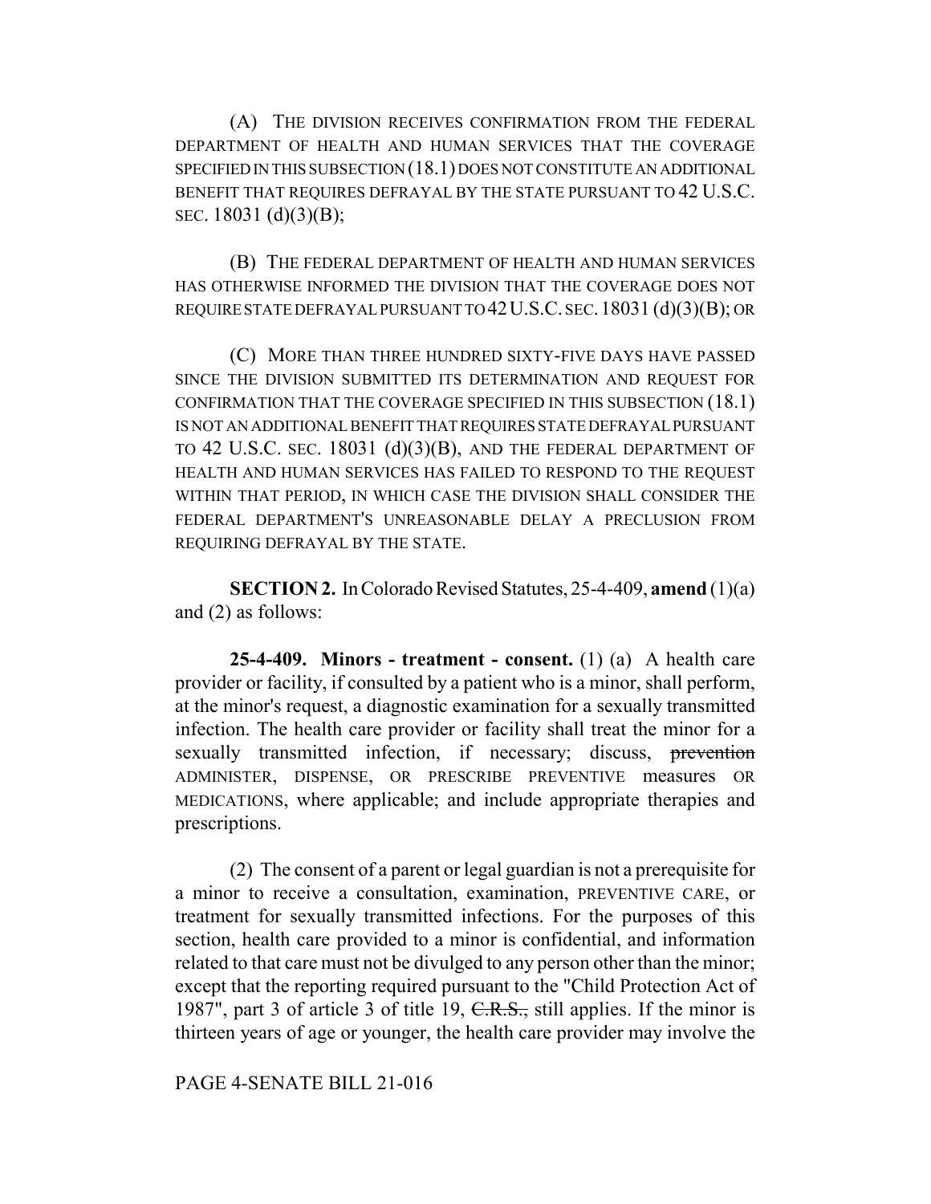(A) THE DIVISION RECEIVES CONFIRMATION FROM THE FEDERAL DEPARTMENT OF HEALTH AND HUMAN SERVICES THAT THE COVERAGE SPECIFIED IN THIS SUBSECTION (18.1) DOES NOT CONSTITUTE AN ADDITIONAL BENEFIT THAT REQUIRES DEFRAYAL BY THE STATE PURSUANT TO 42 U.S.C. SEC. 18031 (d)(3)(B);

(B) THE FEDERAL DEPARTMENT OF HEALTH AND HUMAN SERVICES HAS OTHERWISE INFORMED THE DIVISION THAT THE COVERAGE DOES NOT REQUIRE STATE DEFRAYAL PURSUANT TO 42 U.S.C. SEC. 18031 (d)(3)(B); OR

(C) MORE THAN THREE HUNDRED SIXTY-FIVE DAYS HAVE PASSED SINCE THE DIVISION SUBMITTED ITS DETERMINATION AND REQUEST FOR CONFIRMATION THAT THE COVERAGE SPECIFIED IN THIS SUBSECTION (18.1) IS NOT AN ADDITIONAL BENEFIT THAT REQUIRES STATE DEFRAYAL PURSUANT TO 42 U.S.C. SEC. 18031 (d)(3)(B), AND THE FEDERAL DEPARTMENT OF HEALTH AND HUMAN SERVICES HAS FAILED TO RESPOND TO THE REQUEST WITHIN THAT PERIOD, IN WHICH CASE THE DIVISION SHALL CONSIDER THE FEDERAL DEPARTMENT'S UNREASONABLE DELAY A PRECLUSION FROM REQUIRING DEFRAYAL BY THE STATE.

**SECTION 2.** In Colorado Revised Statutes, 25-4-409, **amend** (1)(a) and (2) as follows:

**25-4-409. Minors - treatment - consent.** (1) (a) A health care provider or facility, if consulted by a patient who is a minor, shall perform, at the minor's request, a diagnostic examination for a sexually transmitted infection. The health care provider or facility shall treat the minor for a sexually transmitted infection, if necessary; discuss, ~~prevention~~ ADMINISTER, DISPENSE, OR PRESCRIBE PREVENTIVE measures OR MEDICATIONS, where applicable; and include appropriate therapies and prescriptions.

(2) The consent of a parent or legal guardian is not a prerequisite for a minor to receive a consultation, examination, PREVENTIVE CARE, or treatment for sexually transmitted infections. For the purposes of this section, health care provided to a minor is confidential, and information related to that care must not be divulged to any person other than the minor; except that the reporting required pursuant to the "Child Protection Act of 1987", part 3 of article 3 of title 19, ~~C.R.S.,~~ still applies. If the minor is thirteen years of age or younger, the health care provider may involve the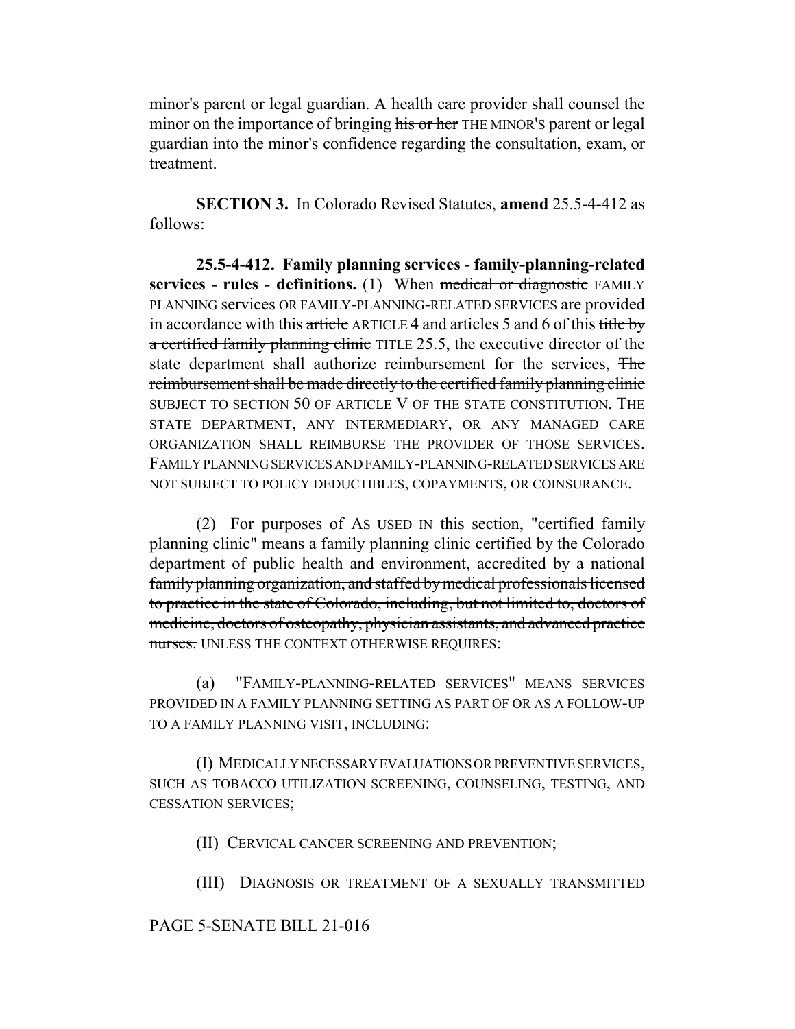minor's parent or legal guardian. A health care provider shall counsel the minor on the importance of bringing ~~his or her~~ THE MINOR'S parent or legal guardian into the minor's confidence regarding the consultation, exam, or treatment.

**SECTION 3.** In Colorado Revised Statutes, **amend** 25.5-4-412 as follows:

**25.5-4-412. Family planning services - family-planning-related services - rules - definitions.** (1) When ~~medical or diagnostic~~ FAMILY PLANNING services OR FAMILY-PLANNING-RELATED SERVICES are provided in accordance with this ~~article~~ ARTICLE 4 and articles 5 and 6 of this ~~title by a certified family planning clinic~~ TITLE 25.5, the executive director of the state department shall authorize reimbursement for the services, ~~The reimbursement shall be made directly to the certified family planning clinic~~ SUBJECT TO SECTION 50 OF ARTICLE V OF THE STATE CONSTITUTION. THE STATE DEPARTMENT, ANY INTERMEDIARY, OR ANY MANAGED CARE ORGANIZATION SHALL REIMBURSE THE PROVIDER OF THOSE SERVICES. FAMILY PLANNING SERVICES AND FAMILY-PLANNING-RELATED SERVICES ARE NOT SUBJECT TO POLICY DEDUCTIBLES, COPAYMENTS, OR COINSURANCE.

(2) ~~For purposes of~~ AS USED IN this section, ~~"certified family planning clinic" means a family planning clinic certified by the Colorado department of public health and environment, accredited by a national family planning organization, and staffed by medical professionals licensed to practice in the state of Colorado, including, but not limited to, doctors of medicine, doctors of osteopathy, physician assistants, and advanced practice nurses.~~ UNLESS THE CONTEXT OTHERWISE REQUIRES:

(a) "FAMILY-PLANNING-RELATED SERVICES" MEANS SERVICES PROVIDED IN A FAMILY PLANNING SETTING AS PART OF OR AS A FOLLOW-UP TO A FAMILY PLANNING VISIT, INCLUDING:

(I) MEDICALLY NECESSARY EVALUATIONS OR PREVENTIVE SERVICES, SUCH AS TOBACCO UTILIZATION SCREENING, COUNSELING, TESTING, AND CESSATION SERVICES;

(II) CERVICAL CANCER SCREENING AND PREVENTION;

(III) DIAGNOSIS OR TREATMENT OF A SEXUALLY TRANSMITTED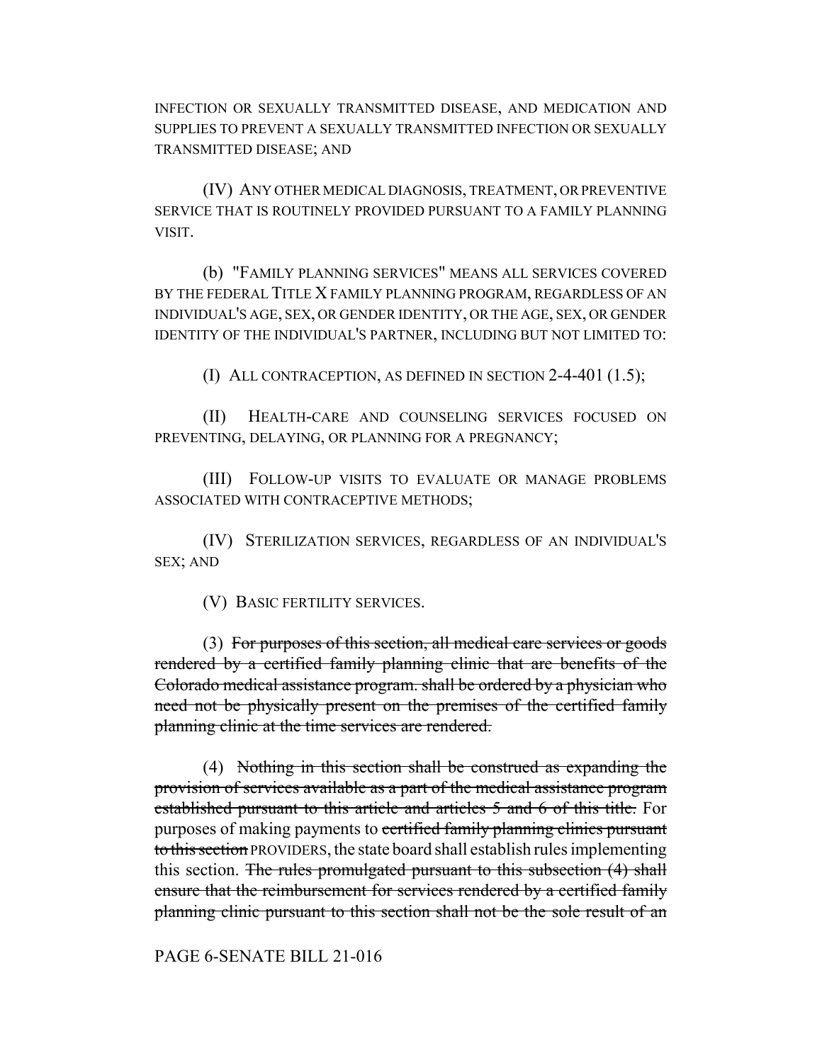INFECTION OR SEXUALLY TRANSMITTED DISEASE, AND MEDICATION AND SUPPLIES TO PREVENT A SEXUALLY TRANSMITTED INFECTION OR SEXUALLY TRANSMITTED DISEASE; AND

(IV) ANY OTHER MEDICAL DIAGNOSIS, TREATMENT, OR PREVENTIVE SERVICE THAT IS ROUTINELY PROVIDED PURSUANT TO A FAMILY PLANNING VISIT.

(b) "FAMILY PLANNING SERVICES" MEANS ALL SERVICES COVERED BY THE FEDERAL TITLE X FAMILY PLANNING PROGRAM, REGARDLESS OF AN INDIVIDUAL'S AGE, SEX, OR GENDER IDENTITY, OR THE AGE, SEX, OR GENDER IDENTITY OF THE INDIVIDUAL'S PARTNER, INCLUDING BUT NOT LIMITED TO:

(I) ALL CONTRACEPTION, AS DEFINED IN SECTION 2-4-401 (1.5);

(II) HEALTH-CARE AND COUNSELING SERVICES FOCUSED ON PREVENTING, DELAYING, OR PLANNING FOR A PREGNANCY;

(III) FOLLOW-UP VISITS TO EVALUATE OR MANAGE PROBLEMS ASSOCIATED WITH CONTRACEPTIVE METHODS;

(IV) STERILIZATION SERVICES, REGARDLESS OF AN INDIVIDUAL'S SEX; AND

(V) BASIC FERTILITY SERVICES.

(3) ~~For purposes of this section, all medical care services or goods rendered by a certified family planning clinic that are benefits of the Colorado medical assistance program. shall be ordered by a physician who need not be physically present on the premises of the certified family planning clinic at the time services are rendered.~~

(4) ~~Nothing in this section shall be construed as expanding the provision of services available as a part of the medical assistance program established pursuant to this article and articles 5 and 6 of this title.~~ For purposes of making payments to ~~certified family planning clinics pursuant to this section~~ PROVIDERS, the state board shall establish rules implementing this section. ~~The rules promulgated pursuant to this subsection (4) shall ensure that the reimbursement for services rendered by a certified family planning clinic pursuant to this section shall not be the sole result of an~~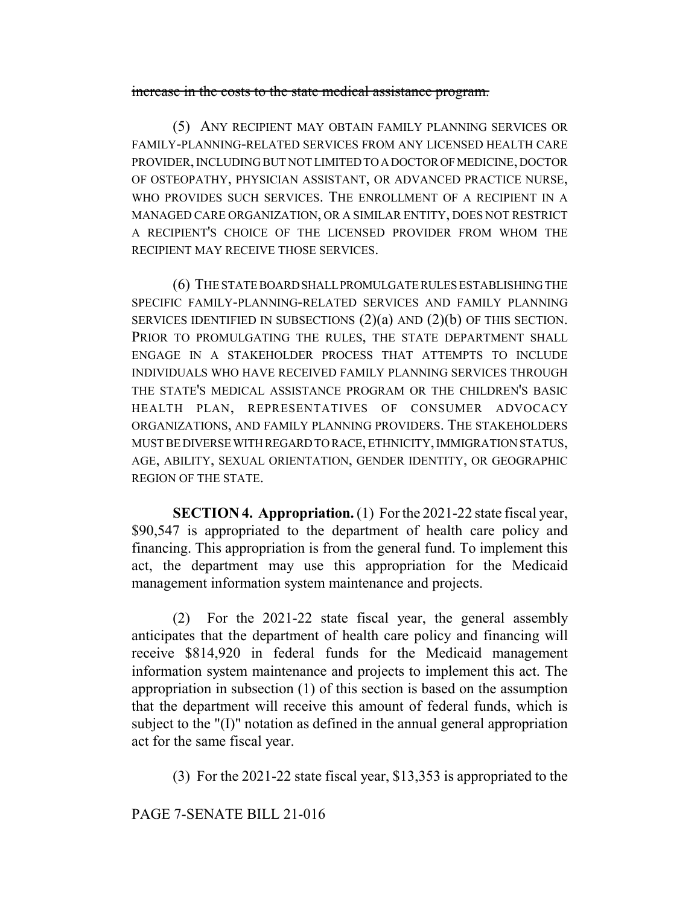~~increase in the costs to the state medical assistance program.~~

(5) ANY RECIPIENT MAY OBTAIN FAMILY PLANNING SERVICES OR FAMILY-PLANNING-RELATED SERVICES FROM ANY LICENSED HEALTH CARE PROVIDER, INCLUDING BUT NOT LIMITED TO A DOCTOR OF MEDICINE, DOCTOR OF OSTEOPATHY, PHYSICIAN ASSISTANT, OR ADVANCED PRACTICE NURSE, WHO PROVIDES SUCH SERVICES. THE ENROLLMENT OF A RECIPIENT IN A MANAGED CARE ORGANIZATION, OR A SIMILAR ENTITY, DOES NOT RESTRICT A RECIPIENT'S CHOICE OF THE LICENSED PROVIDER FROM WHOM THE RECIPIENT MAY RECEIVE THOSE SERVICES.

(6) THE STATE BOARD SHALL PROMULGATE RULES ESTABLISHING THE SPECIFIC FAMILY-PLANNING-RELATED SERVICES AND FAMILY PLANNING SERVICES IDENTIFIED IN SUBSECTIONS (2)(a) AND (2)(b) OF THIS SECTION. PRIOR TO PROMULGATING THE RULES, THE STATE DEPARTMENT SHALL ENGAGE IN A STAKEHOLDER PROCESS THAT ATTEMPTS TO INCLUDE INDIVIDUALS WHO HAVE RECEIVED FAMILY PLANNING SERVICES THROUGH THE STATE'S MEDICAL ASSISTANCE PROGRAM OR THE CHILDREN'S BASIC HEALTH PLAN, REPRESENTATIVES OF CONSUMER ADVOCACY ORGANIZATIONS, AND FAMILY PLANNING PROVIDERS. THE STAKEHOLDERS MUST BE DIVERSE WITH REGARD TO RACE, ETHNICITY, IMMIGRATION STATUS, AGE, ABILITY, SEXUAL ORIENTATION, GENDER IDENTITY, OR GEOGRAPHIC REGION OF THE STATE.

**SECTION 4. Appropriation.** (1) For the 2021-22 state fiscal year, $90,547 is appropriated to the department of health care policy and financing. This appropriation is from the general fund. To implement this act, the department may use this appropriation for the Medicaid management information system maintenance and projects.

(2) For the 2021-22 state fiscal year, the general assembly anticipates that the department of health care policy and financing will receive $814,920 in federal funds for the Medicaid management information system maintenance and projects to implement this act. The appropriation in subsection (1) of this section is based on the assumption that the department will receive this amount of federal funds, which is subject to the "(I)" notation as defined in the annual general appropriation act for the same fiscal year.

(3) For the 2021-22 state fiscal year, $13,353 is appropriated to the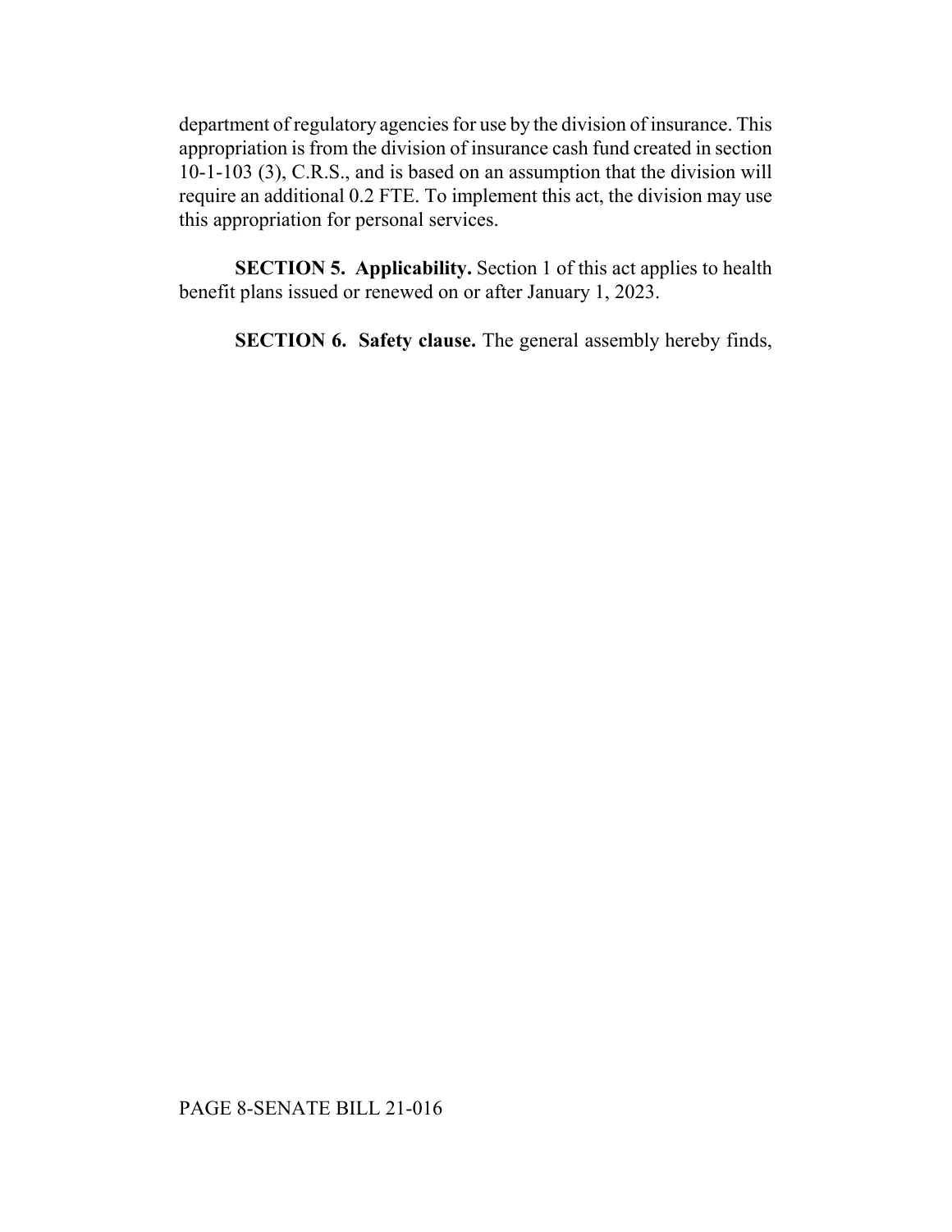department of regulatory agencies for use by the division of insurance. This appropriation is from the division of insurance cash fund created in section 10-1-103 (3), C.R.S., and is based on an assumption that the division will require an additional 0.2 FTE. To implement this act, the division may use this appropriation for personal services.

**SECTION 5. Applicability.** Section 1 of this act applies to health benefit plans issued or renewed on or after January 1, 2023.

**SECTION 6. Safety clause.** The general assembly hereby finds,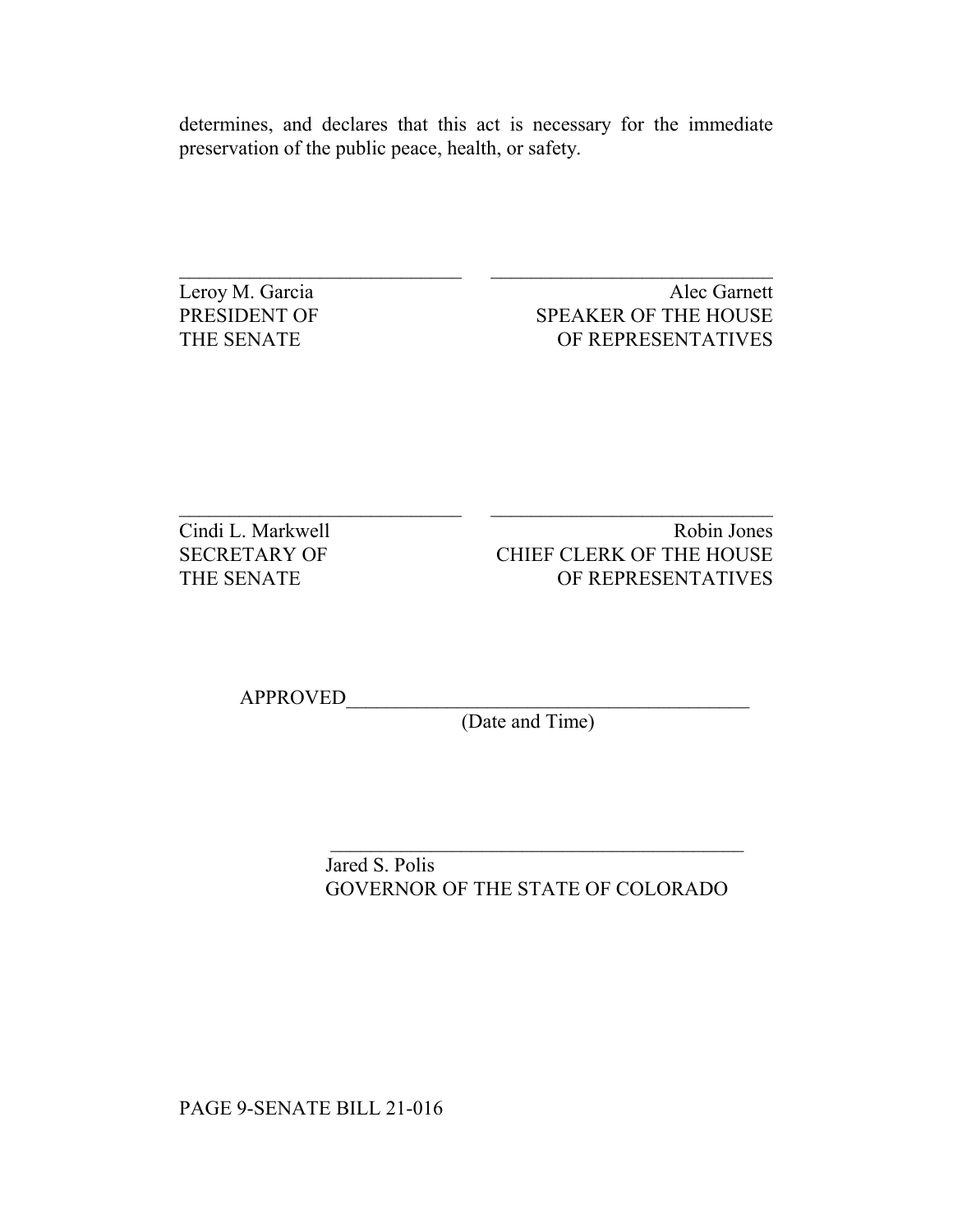determines, and declares that this act is necessary for the immediate preservation of the public peace, health, or safety.

____________________________  ____________________________
Leroy M. Garcia  
PRESIDENT OF  
THE SENATE

Alec Garnett  
SPEAKER OF THE HOUSE  
OF REPRESENTATIVES

____________________________  ____________________________
Cindi L. Markwell  
SECRETARY OF  
THE SENATE

Robin Jones  
CHIEF CLERK OF THE HOUSE  
OF REPRESENTATIVES

APPROVED________________________________________  
(Date and Time)

_________________________________________
Jared S. Polis  
GOVERNOR OF THE STATE OF COLORADO

PAGE 9-SENATE BILL 21-016